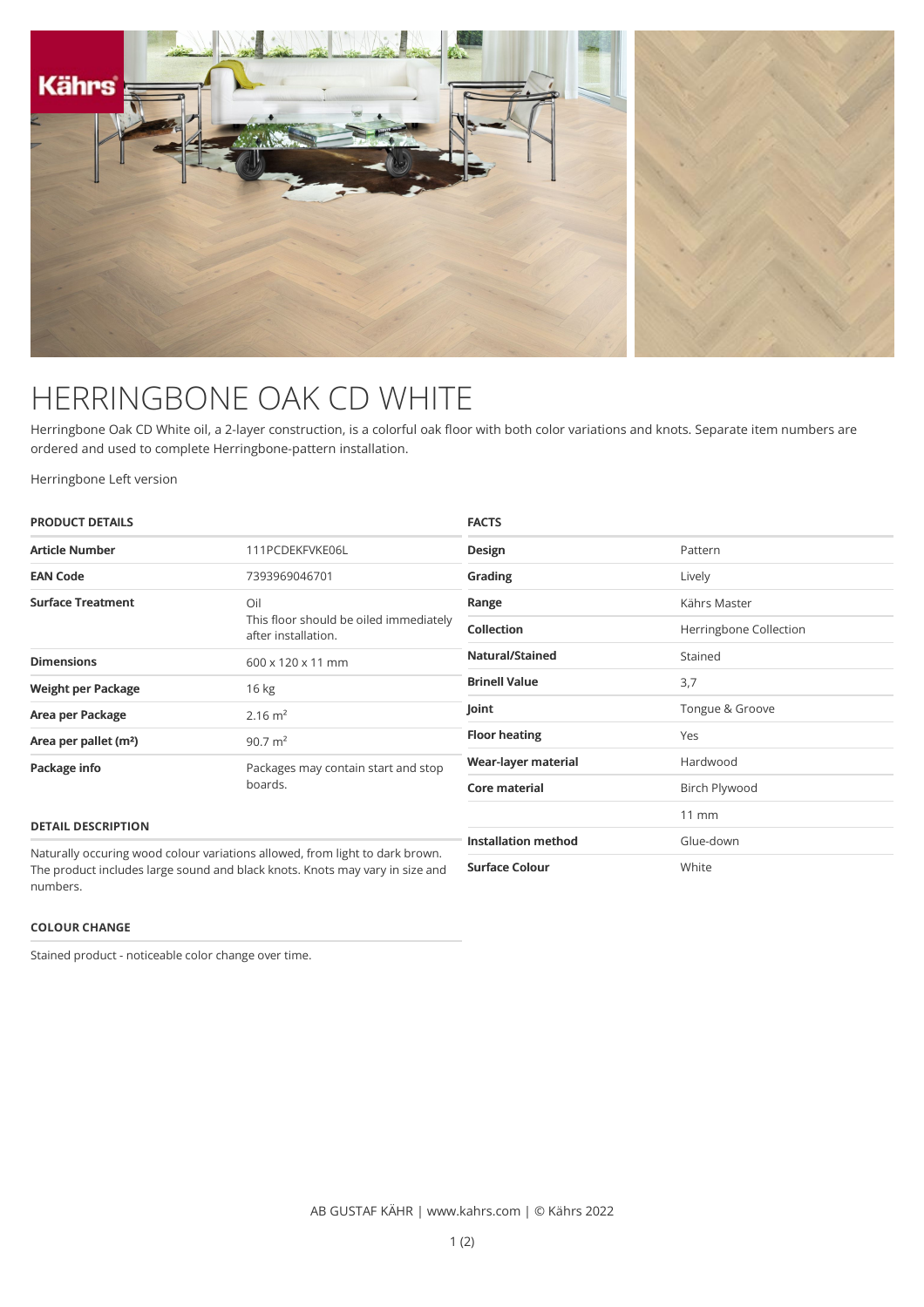# HERRINGBONE OAK CD WHITE

Herringbone Oak CD White oil, a 2-layer construction, is a colorful oak floor with both color variations and knots. Separate item numbers are ordered and used to complete Herringbone-pattern installation.

Herringbone Left version

## PRODUCT DETAILS

| | |
|---|---|
| **Article Number** | 111PCDEKFVKE06L |
| **EAN Code** | 7393969046701 |
| **Surface Treatment** | Oil<br>This floor should be oiled immediately after installation. |
| **Dimensions** | 600 x 120 x 11 mm |
| **Weight per Package** | 16 kg |
| **Area per Package** | 2.16 m² |
| **Area per pallet (m²)** | 90.7 m² |
| **Package info** | Packages may contain start and stop boards. |

## DETAIL DESCRIPTION

Naturally occuring wood colour variations allowed, from light to dark brown. The product includes large sound and black knots. Knots may vary in size and numbers.

## COLOUR CHANGE

Stained product - noticeable color change over time.

## FACTS

| | |
|---|---|
| **Design** | Pattern |
| **Grading** | Lively |
| **Range** | Kährs Master |
| **Collection** | Herringbone Collection |
| **Natural/Stained** | Stained |
| **Brinell Value** | 3,7 |
| **Joint** | Tongue & Groove |
| **Floor heating** | Yes |
| **Wear-layer material** | Hardwood |
| **Core material** | Birch Plywood |
| | 11 mm |
| **Installation method** | Glue-down |
| **Surface Colour** | White |

AB GUSTAF KÄHR | www.kahrs.com | © Kährs 2022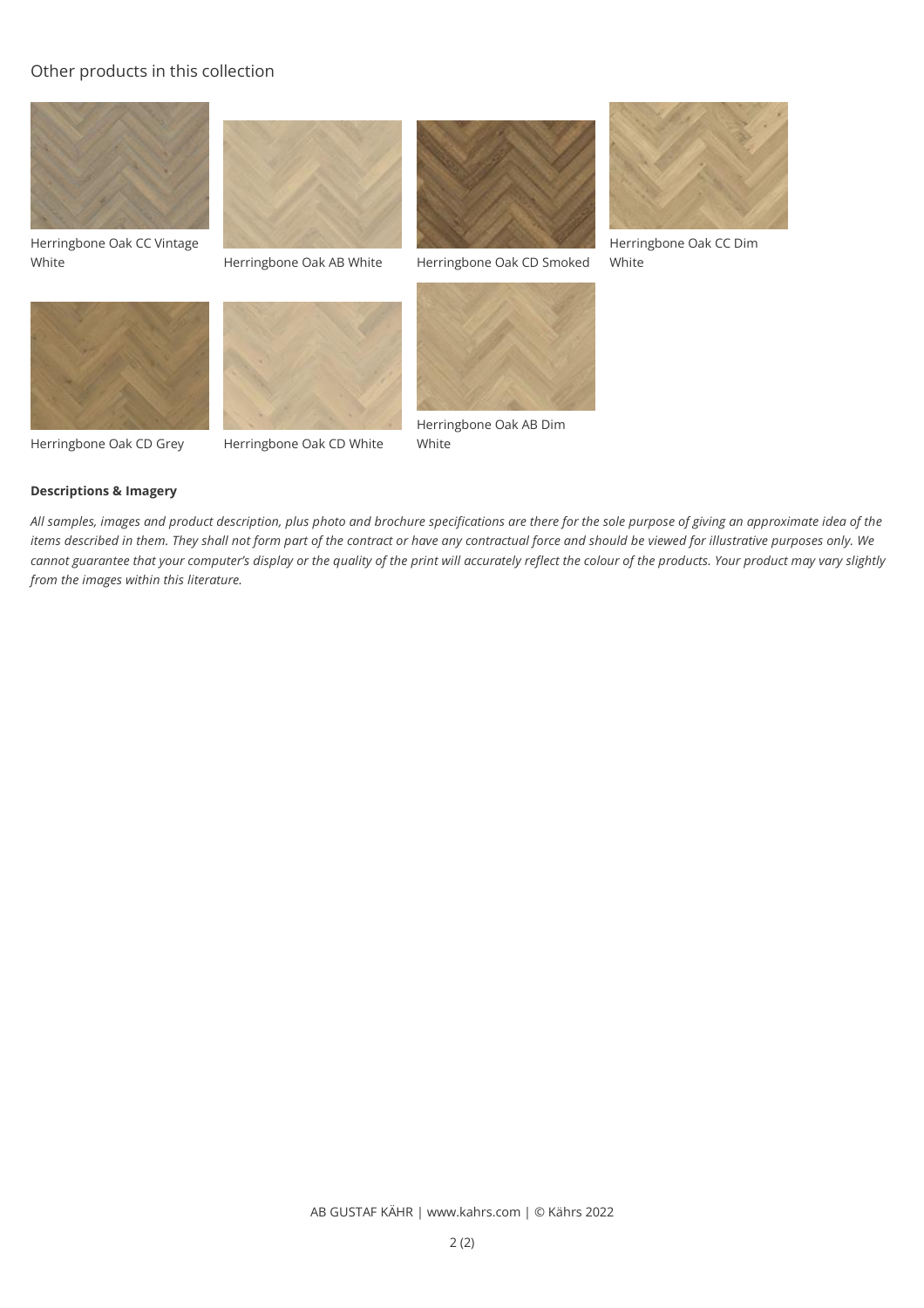## Other products in this collection

Herringbone Oak CC Vintage White

Herringbone Oak AB White

Herringbone Oak CD Smoked

Herringbone Oak CC Dim White

Herringbone Oak CD Grey

Herringbone Oak CD White

Herringbone Oak AB Dim White

**Descriptions & Imagery**

*All samples, images and product description, plus photo and brochure specifications are there for the sole purpose of giving an approximate idea of the items described in them. They shall not form part of the contract or have any contractual force and should be viewed for illustrative purposes only. We cannot guarantee that your computer's display or the quality of the print will accurately reflect the colour of the products. Your product may vary slightly from the images within this literature.*

AB GUSTAF KÄHR | www.kahrs.com | © Kährs 2022